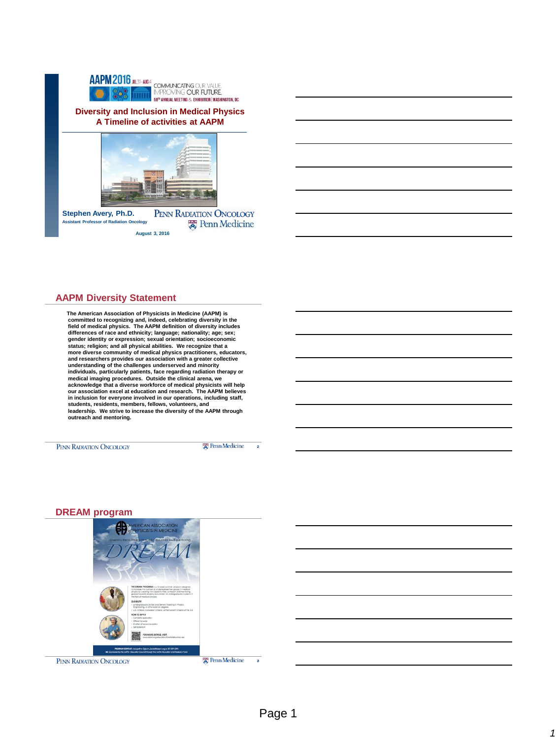AAPM 2016 JUL 31–AUG 4

COMMUNICATING OUR VALUE
IMPROVING OUR FUTURE.
58TH ANNUAL MEETING & EXHIBITION | WASHINGTON, DC

# Diversity and Inclusion in Medical Physics
## A Timeline of activities at AAPM

**Stephen Avery, Ph.D.**
**Assistant Professor of Radiation Oncology**

PENN RADIATION ONCOLOGY
Penn Medicine

**August 3, 2016**

## AAPM Diversity Statement

**The American Association of Physicists in Medicine (AAPM) is committed to recognizing and, indeed, celebrating diversity in the field of medical physics. The AAPM definition of diversity includes differences of race and ethnicity; language; nationality; age; sex; gender identity or expression; sexual orientation; socioeconomic status; religion; and all physical abilities. We recognize that a more diverse community of medical physics practitioners, educators, and researchers provides our association with a greater collective understanding of the challenges underserved and minority individuals, particularly patients, face regarding radiation therapy or medical imaging procedures. Outside the clinical arena, we acknowledge that a diverse workforce of medical physicists will help our association excel at education and research. The AAPM believes in inclusion for everyone involved in our operations, including staff, students, residents, members, fellows, volunteers, and leadership. We strive to increase the diversity of the AAPM through outreach and mentoring.**

## DREAM program

AMERICAN ASSOCIATION of PHYSICISTS IN MEDICINE

Diversity Recruitment through Education And Mentoring

DREAM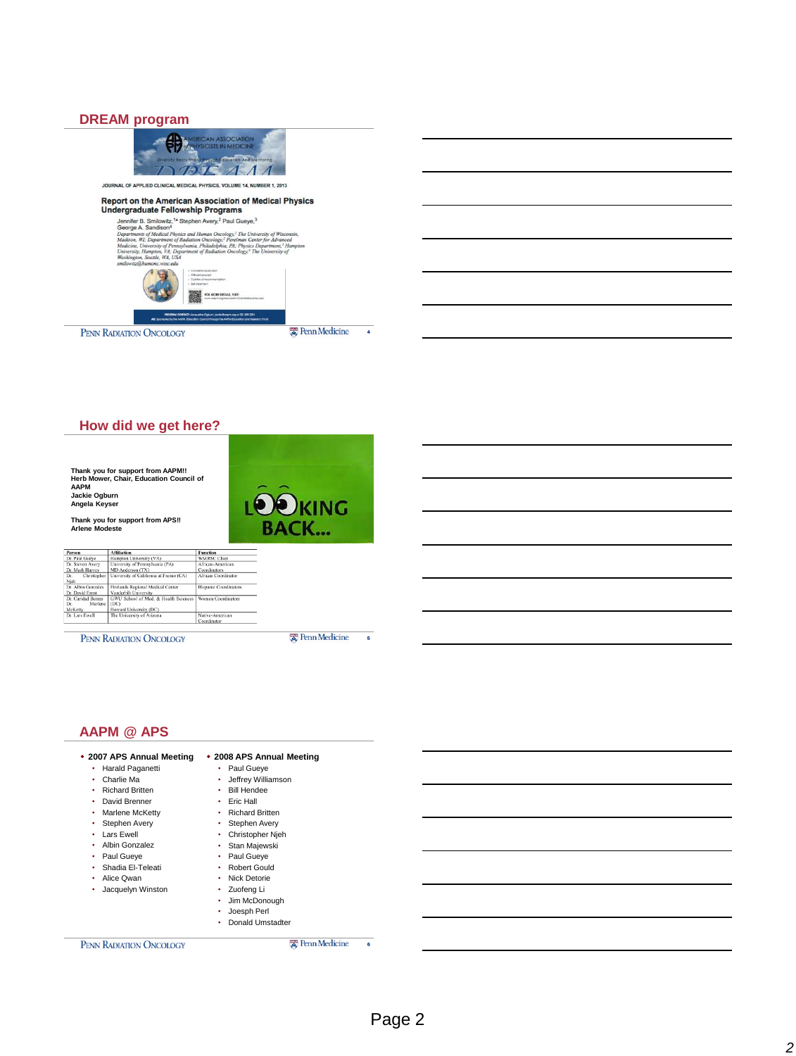## DREAM program

JOURNAL OF APPLIED CLINICAL MEDICAL PHYSICS, VOLUME 14, NUMBER 1, 2013

**Report on the American Association of Medical Physics Undergraduate Fellowship Programs**

Jennifer B. Smilowitz,[1a] Stephen Avery,[2] Paul Gueye,[3] George A. Sandison[4]

*Departments of Medical Physics and Human Oncology,[1] The University of Wisconsin, Madison, WI; Department of Radiation Oncology,[2] Perelman Center for Advanced Medicine, University of Pennsylvania, Philadelphia, PA; Physics Department,[3] Hampton University, Hampton, VA; Department of Radiation Oncology,[4] The University of Washington, Seattle, WA, USA*

*smilowitz@humonc.wisc.edu*

## How did we get here?

**Thank you for support from AAPM!!**
**Herb Mower, Chair, Education Council of AAPM**
**Jackie Ogburn**
**Angela Keyser**

**Thank you for support from APS!!**
**Arlene Modeste**

LOOKING BACK...

| Person | Affiliation | Function |
|---|---|---|
| Dr. Paul Gueye | Hampton University (VA) | WMRSC Chair |
| Dr. Steven Avery | University of Pennsylvania (PA) | African-American Coordinators |
| Dr. Mark Harvey | MD Anderson (TX) | |
| Dr. Christopher Njeh | University of California at Fresno (CA) | African Coordinator |
| Dr. Albin Gonzales | Firelands Regional Medical Center | Hispanic Coordinators |
| Dr. David Ernst | Vanderbilt University | |
| Dr. Candad Bezos | GWU School of Med. & Health Sciences (DC) | Women Coordinators |
| Dr. Marlene McKetty | Howard University (DC) | |
| Dr. Lars Ewell | The University of Arizona | Native-American Coordinator |

## AAPM @ APS

- **2007 APS Annual Meeting**
  - Harald Paganetti
  - Charlie Ma
  - Richard Britten
  - David Brenner
  - Marlene McKetty
  - Stephen Avery
  - Lars Ewell
  - Albin Gonzalez
  - Paul Gueye
  - Shadia El-Teleati
  - Alice Qwan
  - Jacquelyn Winston

- **2008 APS Annual Meeting**
  - Paul Gueye
  - Jeffrey Williamson
  - Bill Hendee
  - Eric Hall
  - Richard Britten
  - Stephen Avery
  - Christopher Njeh
  - Stan Majewski
  - Paul Gueye
  - Robert Gould
  - Nick Detorie
  - Zuofeng Li
  - Jim McDonough
  - Joesph Perl
  - Donald Umstadter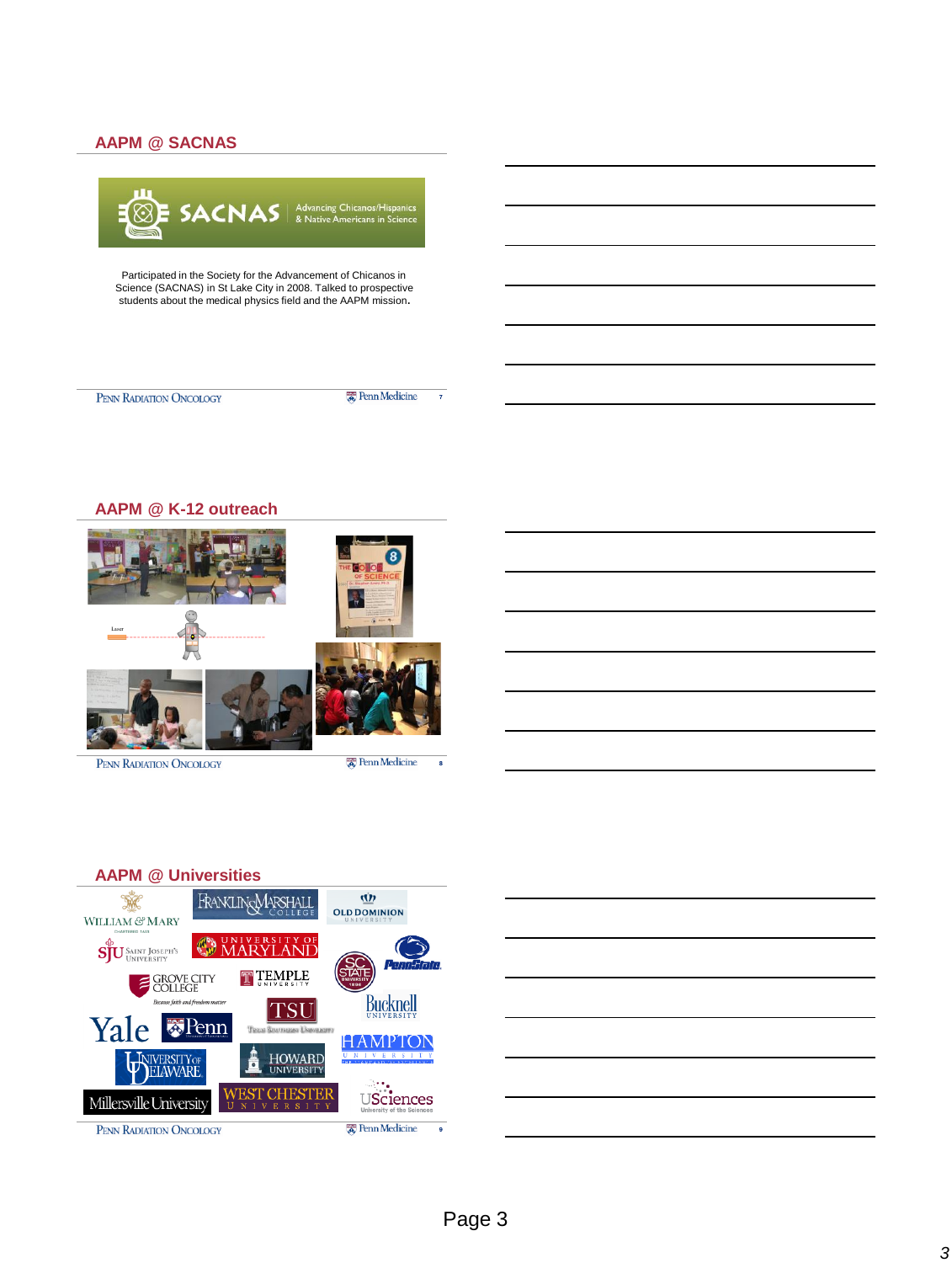## AAPM @ SACNAS

SACNAS Advancing Chicanos/Hispanics & Native Americans in Science

Participated in the Society for the Advancement of Chicanos in Science (SACNAS) in St Lake City in 2008. Talked to prospective students about the medical physics field and the AAPM mission.

## AAPM @ K-12 outreach

## AAPM @ Universities

William & Mary, Franklin & Marshall College, Old Dominion University, Saint Joseph's University, University of Maryland, SC State University, Penn State, Grove City College, Temple University, TSU Texas Southern University, Bucknell University, Yale, Penn, Hampton University, University of Delaware, Howard University, Millersville University, West Chester University, USciences University of the Sciences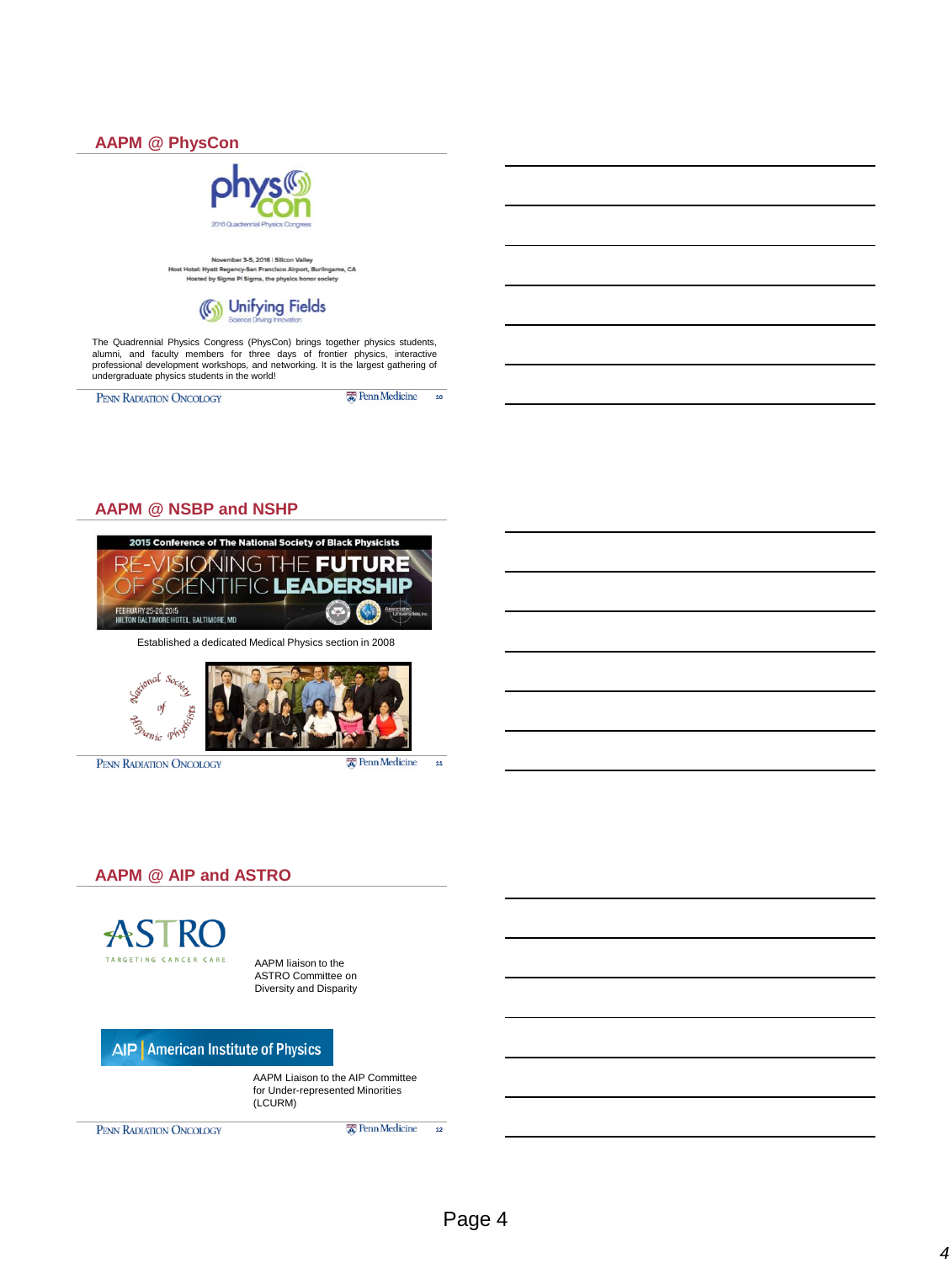## AAPM @ PhysCon

phys con

2016 Quadrennial Physics Congress

November 3-5, 2016 | Silicon Valley
Host Hotel: Hyatt Regency-San Francisco Airport, Burlingame, CA
Hosted by Sigma Pi Sigma, the physics honor society

Unifying Fields
Science Driving Innovation

The Quadrennial Physics Congress (PhysCon) brings together physics students, alumni, and faculty members for three days of frontier physics, interactive professional development workshops, and networking. It is the largest gathering of undergraduate physics students in the world!

## AAPM @ NSBP and NSHP

2015 Conference of The National Society of Black Physicists

RE-VISIONING THE FUTURE OF SCIENTIFIC LEADERSHIP

FEBRUARY 25-28, 2015
HILTON BALTIMORE HOTEL, BALTIMORE, MD

Established a dedicated Medical Physics section in 2008

National Society of Hispanic Physicists

## AAPM @ AIP and ASTRO

ASTRO
TARGETING CANCER CARE

AAPM liaison to the ASTRO Committee on Diversity and Disparity

AIP | American Institute of Physics

AAPM Liaison to the AIP Committee for Under-represented Minorities (LCURM)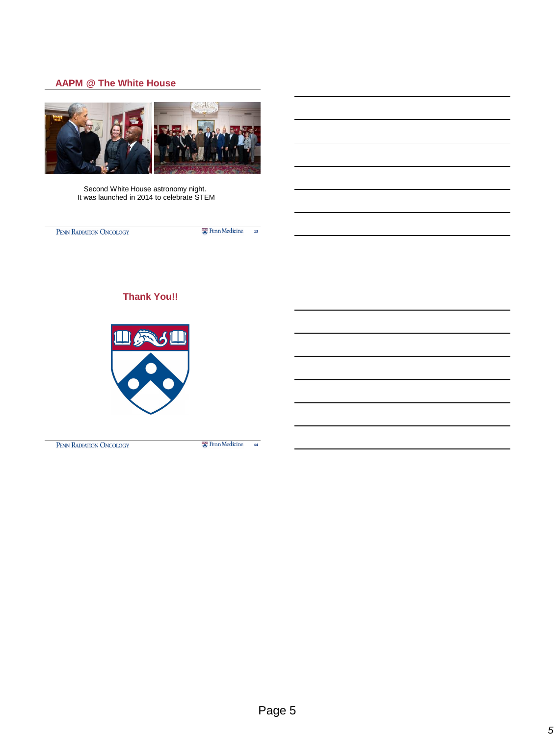## AAPM @ The White House

Second White House astronomy night.
It was launched in 2014 to celebrate STEM

## Thank You!!